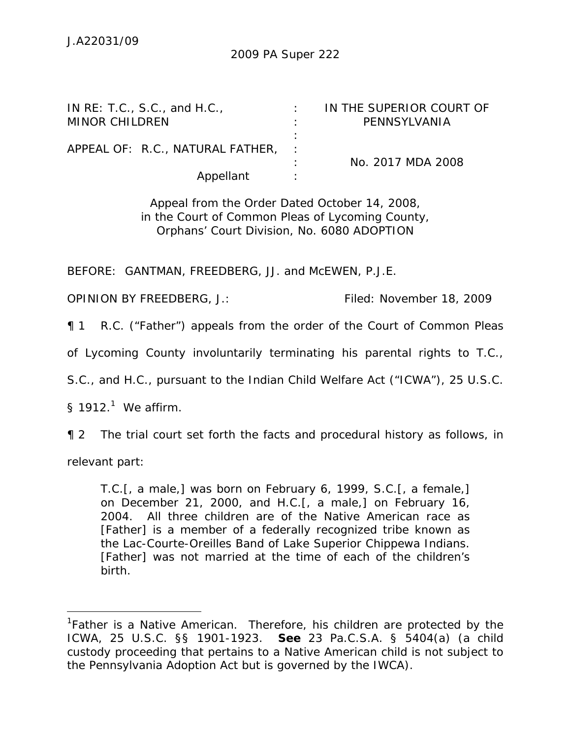J.A22031/09

2009 PA Super 222

| | | |
|---|---|---|
| IN RE: T.C., S.C., and H.C., MINOR CHILDREN | : | IN THE SUPERIOR COURT OF PENNSYLVANIA |
| APPEAL OF: R.C., NATURAL FATHER, Appellant | : | No. 2017 MDA 2008 |

Appeal from the Order Dated October 14, 2008, in the Court of Common Pleas of Lycoming County, Orphans' Court Division, No. 6080 ADOPTION

BEFORE: GANTMAN, FREEDBERG, JJ. and McEWEN, P.J.E.

OPINION BY FREEDBERG, J.: Filed: November 18, 2009

¶ 1 R.C. ("Father") appeals from the order of the Court of Common Pleas of Lycoming County involuntarily terminating his parental rights to T.C., S.C., and H.C., pursuant to the Indian Child Welfare Act ("ICWA"), 25 U.S.C. § 1912.[1] We affirm.

¶ 2 The trial court set forth the facts and procedural history as follows, in relevant part:

> T.C.[, a male,] was born on February 6, 1999, S.C.[, a female,] on December 21, 2000, and H.C.[, a male,] on February 16, 2004. All three children are of the Native American race as [Father] is a member of a federally recognized tribe known as the Lac-Courte-Oreilles Band of Lake Superior Chippewa Indians. [Father] was not married at the time of each of the children's birth.

[1] Father is a Native American. Therefore, his children are protected by the ICWA, 25 U.S.C. §§ 1901-1923. **See** 23 Pa.C.S.A. § 5404(a) (a child custody proceeding that pertains to a Native American child is not subject to the Pennsylvania Adoption Act but is governed by the IWCA).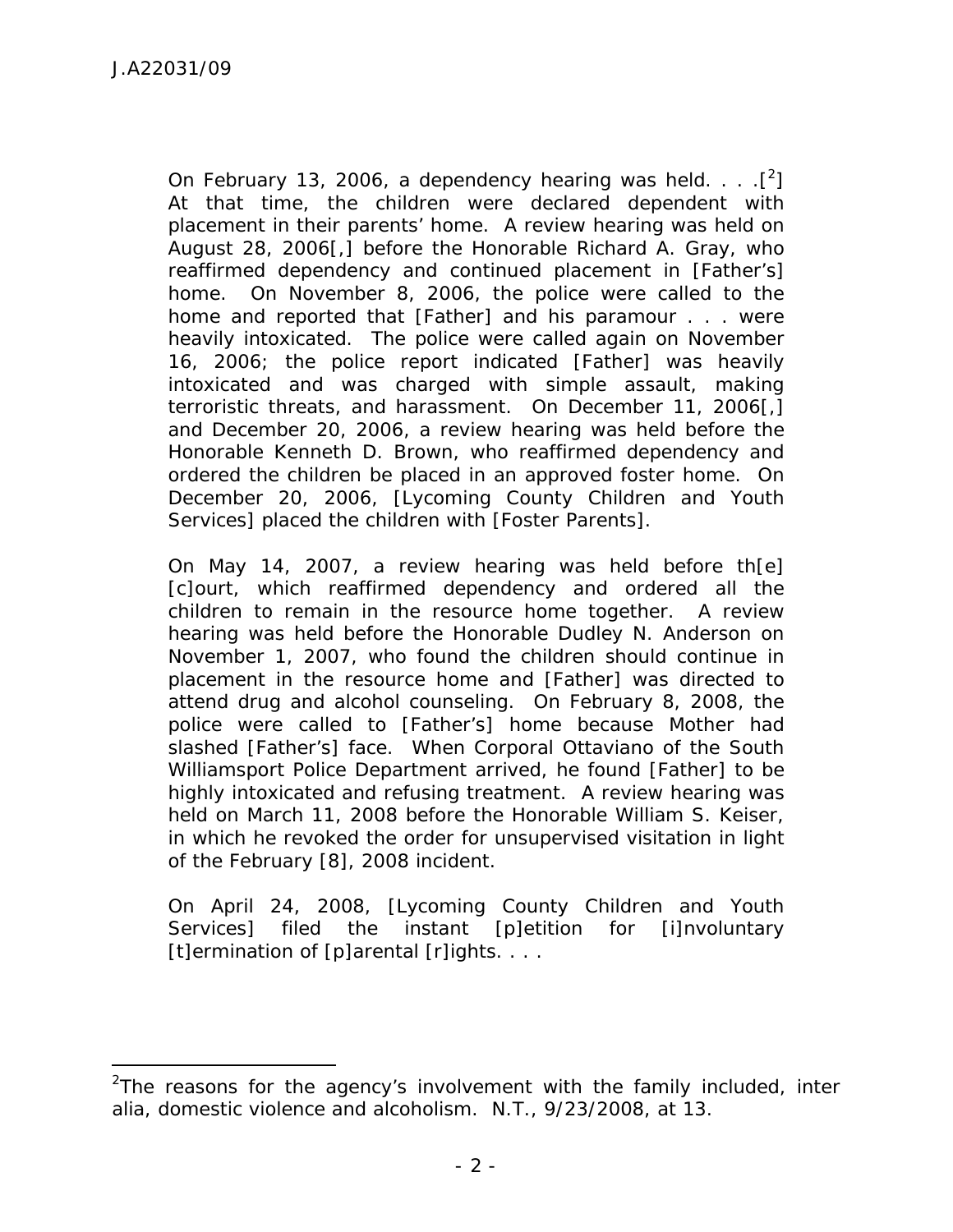> On February 13, 2006, a dependency hearing was held. . . .[2] At that time, the children were declared dependent with placement in their parents' home. A review hearing was held on August 28, 2006[,] before the Honorable Richard A. Gray, who reaffirmed dependency and continued placement in [Father's] home. On November 8, 2006, the police were called to the home and reported that [Father] and his paramour . . . were heavily intoxicated. The police were called again on November 16, 2006; the police report indicated [Father] was heavily intoxicated and was charged with simple assault, making terroristic threats, and harassment. On December 11, 2006[,] and December 20, 2006, a review hearing was held before the Honorable Kenneth D. Brown, who reaffirmed dependency and ordered the children be placed in an approved foster home. On December 20, 2006, [Lycoming County Children and Youth Services] placed the children with [Foster Parents].
>
> On May 14, 2007, a review hearing was held before th[e] [c]ourt, which reaffirmed dependency and ordered all the children to remain in the resource home together. A review hearing was held before the Honorable Dudley N. Anderson on November 1, 2007, who found the children should continue in placement in the resource home and [Father] was directed to attend drug and alcohol counseling. On February 8, 2008, the police were called to [Father's] home because Mother had slashed [Father's] face. When Corporal Ottaviano of the South Williamsport Police Department arrived, he found [Father] to be highly intoxicated and refusing treatment. A review hearing was held on March 11, 2008 before the Honorable William S. Keiser, in which he revoked the order for unsupervised visitation in light of the February [8], 2008 incident.
>
> On April 24, 2008, [Lycoming County Children and Youth Services] filed the instant [p]etition for [i]nvoluntary [t]ermination of [p]arental [r]ights. . . .

---

[2]The reasons for the agency's involvement with the family included, inter alia, domestic violence and alcoholism. N.T., 9/23/2008, at 13.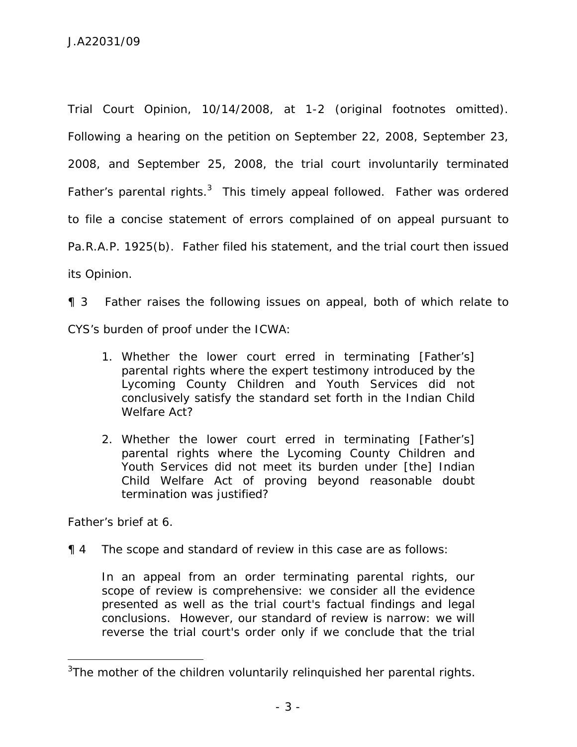Trial Court Opinion, 10/14/2008, at 1-2 (original footnotes omitted). Following a hearing on the petition on September 22, 2008, September 23, 2008, and September 25, 2008, the trial court involuntarily terminated Father's parental rights.[3] This timely appeal followed. Father was ordered to file a concise statement of errors complained of on appeal pursuant to Pa.R.A.P. 1925(b). Father filed his statement, and the trial court then issued its Opinion.

¶ 3 Father raises the following issues on appeal, both of which relate to CYS's burden of proof under the ICWA:

> 1. Whether the lower court erred in terminating [Father's] parental rights where the expert testimony introduced by the Lycoming County Children and Youth Services did not conclusively satisfy the standard set forth in the Indian Child Welfare Act?
>
> 2. Whether the lower court erred in terminating [Father's] parental rights where the Lycoming County Children and Youth Services did not meet its burden under [the] Indian Child Welfare Act of proving beyond reasonable doubt termination was justified?

Father's brief at 6.

¶ 4 The scope and standard of review in this case are as follows:

> In an appeal from an order terminating parental rights, our scope of review is comprehensive: we consider all the evidence presented as well as the trial court's factual findings and legal conclusions. However, our standard of review is narrow: we will reverse the trial court's order only if we conclude that the trial

---

[3]The mother of the children voluntarily relinquished her parental rights.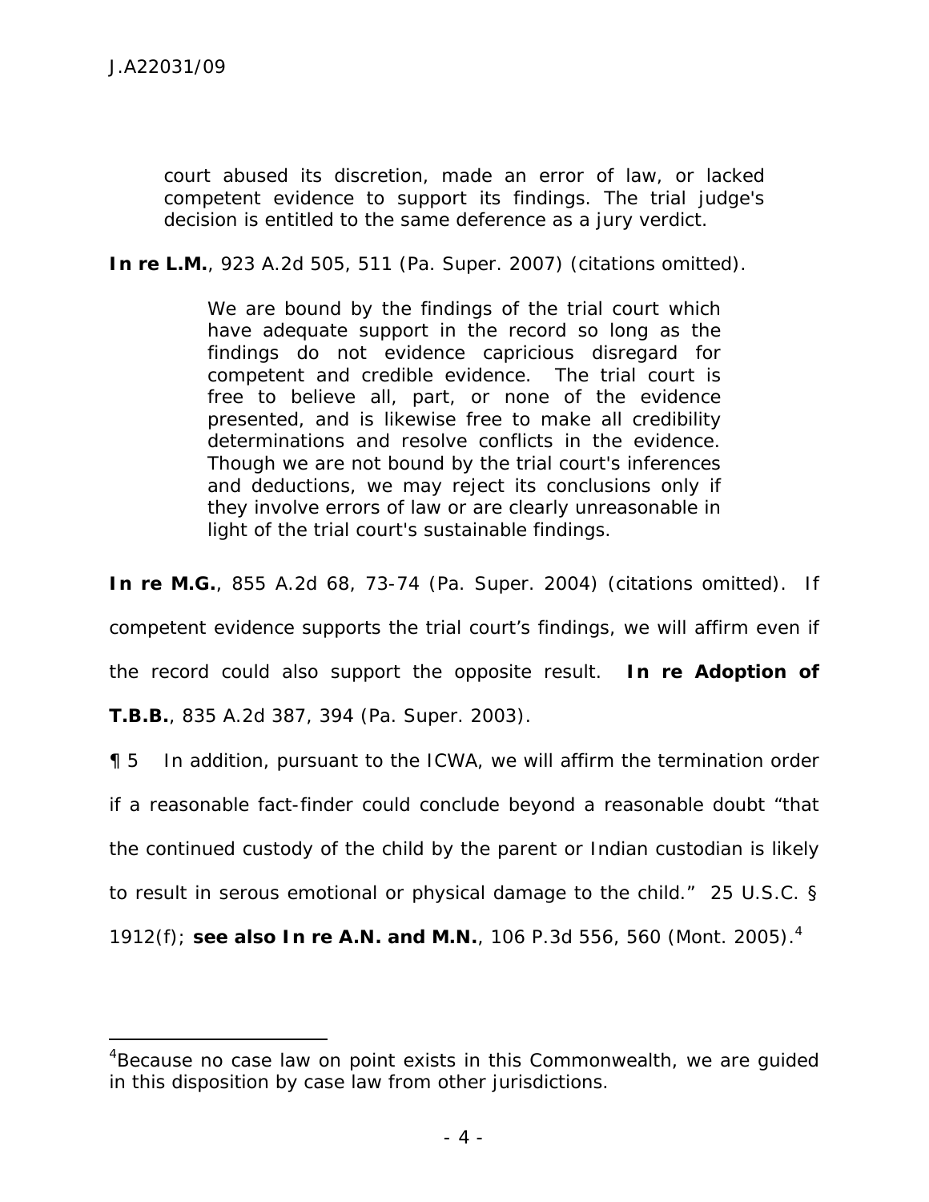> court abused its discretion, made an error of law, or lacked competent evidence to support its findings. The trial judge's decision is entitled to the same deference as a jury verdict.

**In re L.M.**, 923 A.2d 505, 511 (Pa. Super. 2007) (citations omitted).

> We are bound by the findings of the trial court which have adequate support in the record so long as the findings do not evidence capricious disregard for competent and credible evidence. The trial court is free to believe all, part, or none of the evidence presented, and is likewise free to make all credibility determinations and resolve conflicts in the evidence. Though we are not bound by the trial court's inferences and deductions, we may reject its conclusions only if they involve errors of law or are clearly unreasonable in light of the trial court's sustainable findings.

**In re M.G.**, 855 A.2d 68, 73-74 (Pa. Super. 2004) (citations omitted). If competent evidence supports the trial court's findings, we will affirm even if the record could also support the opposite result. **In re Adoption of T.B.B.**, 835 A.2d 387, 394 (Pa. Super. 2003).

¶ 5 In addition, pursuant to the ICWA, we will affirm the termination order if a reasonable fact-finder could conclude beyond a reasonable doubt "that the continued custody of the child by the parent or Indian custodian is likely to result in serous emotional or physical damage to the child." 25 U.S.C. § 1912(f); **see also In re A.N. and M.N.**, 106 P.3d 556, 560 (Mont. 2005).[4]

---

[4]Because no case law on point exists in this Commonwealth, we are guided in this disposition by case law from other jurisdictions.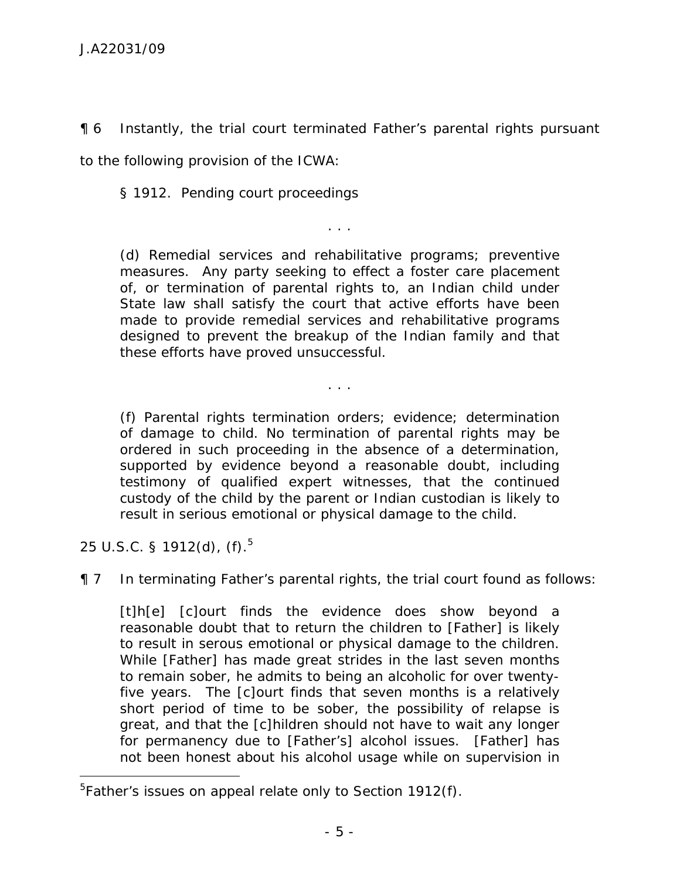¶ 6 Instantly, the trial court terminated Father's parental rights pursuant to the following provision of the ICWA:

> § 1912. Pending court proceedings
>
> . . .
>
> (d) Remedial services and rehabilitative programs; preventive measures. Any party seeking to effect a foster care placement of, or termination of parental rights to, an Indian child under State law shall satisfy the court that active efforts have been made to provide remedial services and rehabilitative programs designed to prevent the breakup of the Indian family and that these efforts have proved unsuccessful.
>
> . . .
>
> (f) Parental rights termination orders; evidence; determination of damage to child. No termination of parental rights may be ordered in such proceeding in the absence of a determination, supported by evidence beyond a reasonable doubt, including testimony of qualified expert witnesses, that the continued custody of the child by the parent or Indian custodian is likely to result in serious emotional or physical damage to the child.

25 U.S.C. § 1912(d), (f).[5]

¶ 7 In terminating Father's parental rights, the trial court found as follows:

> [t]h[e] [c]ourt finds the evidence does show beyond a reasonable doubt that to return the children to [Father] is likely to result in serous emotional or physical damage to the children. While [Father] has made great strides in the last seven months to remain sober, he admits to being an alcoholic for over twenty-five years. The [c]ourt finds that seven months is a relatively short period of time to be sober, the possibility of relapse is great, and that the [c]hildren should not have to wait any longer for permanency due to [Father's] alcohol issues. [Father] has not been honest about his alcohol usage while on supervision in

[5] Father's issues on appeal relate only to Section 1912(f).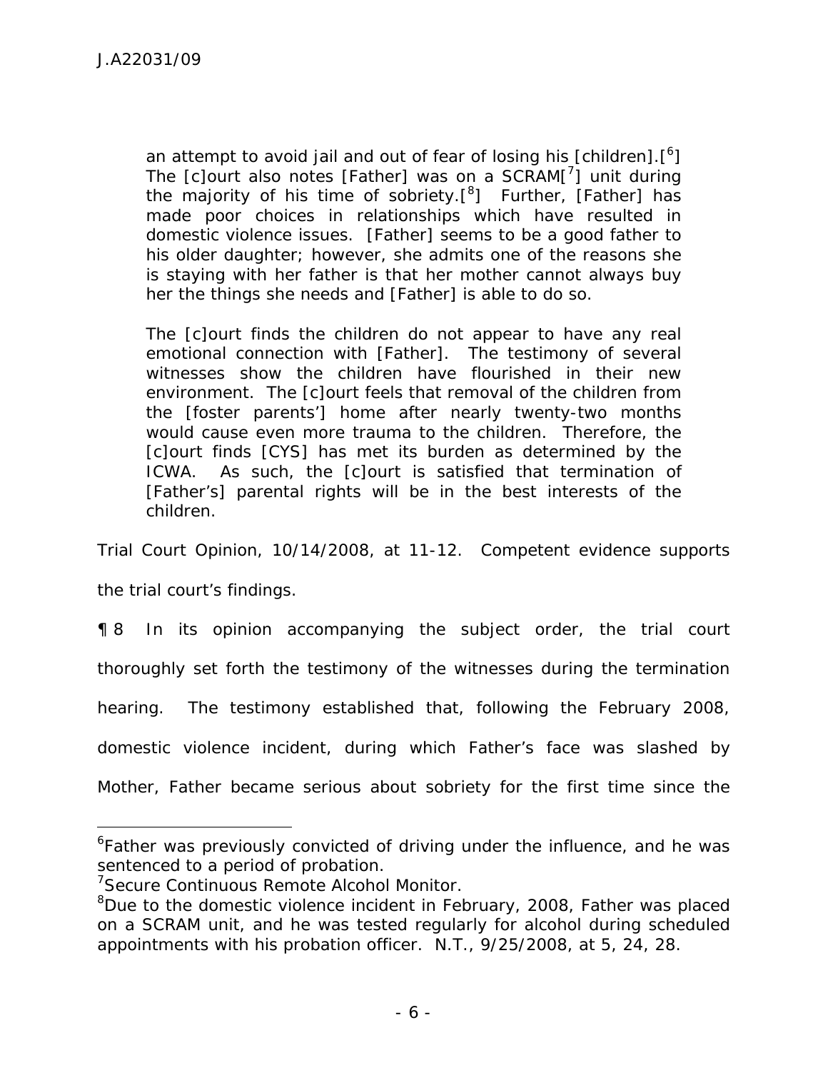> an attempt to avoid jail and out of fear of losing his [children].[6] The [c]ourt also notes [Father] was on a SCRAM[7] unit during the majority of his time of sobriety.[8] Further, [Father] has made poor choices in relationships which have resulted in domestic violence issues. [Father] seems to be a good father to his older daughter; however, she admits one of the reasons she is staying with her father is that her mother cannot always buy her the things she needs and [Father] is able to do so.
>
> The [c]ourt finds the children do not appear to have any real emotional connection with [Father]. The testimony of several witnesses show the children have flourished in their new environment. The [c]ourt feels that removal of the children from the [foster parents'] home after nearly twenty-two months would cause even more trauma to the children. Therefore, the [c]ourt finds [CYS] has met its burden as determined by the ICWA. As such, the [c]ourt is satisfied that termination of [Father's] parental rights will be in the best interests of the children.

Trial Court Opinion, 10/14/2008, at 11-12. Competent evidence supports the trial court's findings.

¶ 8 In its opinion accompanying the subject order, the trial court thoroughly set forth the testimony of the witnesses during the termination hearing. The testimony established that, following the February 2008, domestic violence incident, during which Father's face was slashed by Mother, Father became serious about sobriety for the first time since the

---

[6]Father was previously convicted of driving under the influence, and he was sentenced to a period of probation.

[7]Secure Continuous Remote Alcohol Monitor.

[8]Due to the domestic violence incident in February, 2008, Father was placed on a SCRAM unit, and he was tested regularly for alcohol during scheduled appointments with his probation officer. N.T., 9/25/2008, at 5, 24, 28.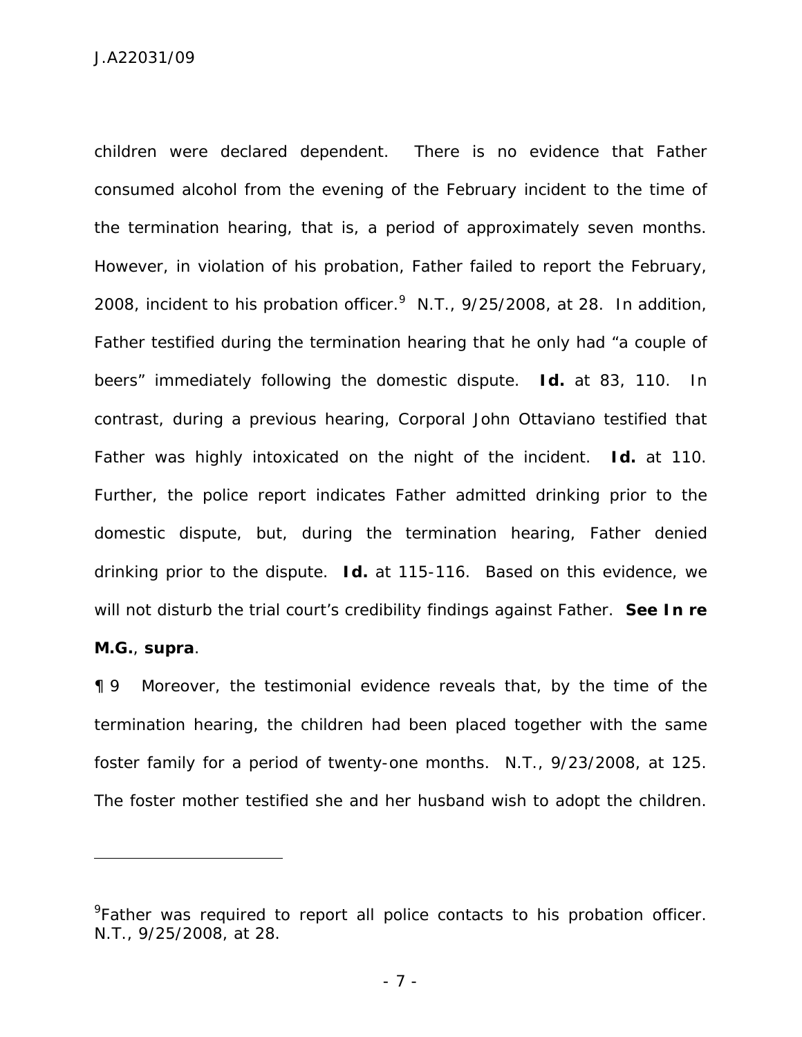children were declared dependent. There is no evidence that Father consumed alcohol from the evening of the February incident to the time of the termination hearing, that is, a period of approximately seven months. However, in violation of his probation, Father failed to report the February, 2008, incident to his probation officer.[9] N.T., 9/25/2008, at 28. In addition, Father testified during the termination hearing that he only had "a couple of beers" immediately following the domestic dispute. **Id.** at 83, 110. In contrast, during a previous hearing, Corporal John Ottaviano testified that Father was highly intoxicated on the night of the incident. **Id.** at 110. Further, the police report indicates Father admitted drinking prior to the domestic dispute, but, during the termination hearing, Father denied drinking prior to the dispute. **Id.** at 115-116. Based on this evidence, we will not disturb the trial court's credibility findings against Father. **See In re M.G.**, **supra**.

¶ 9 Moreover, the testimonial evidence reveals that, by the time of the termination hearing, the children had been placed together with the same foster family for a period of twenty-one months. N.T., 9/23/2008, at 125. The foster mother testified she and her husband wish to adopt the children.

---

[9]Father was required to report all police contacts to his probation officer. N.T., 9/25/2008, at 28.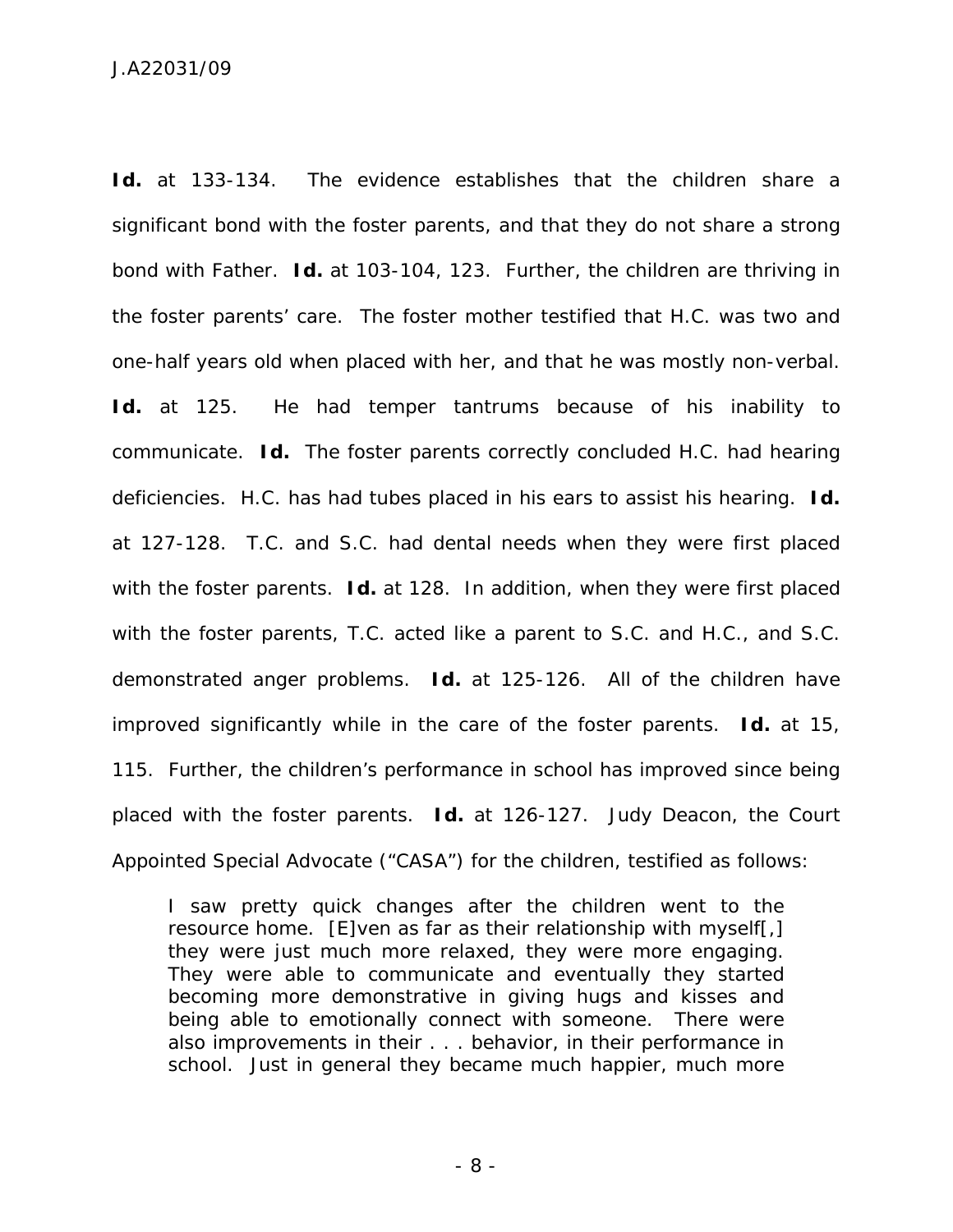**Id.** at 133-134. The evidence establishes that the children share a significant bond with the foster parents, and that they do not share a strong bond with Father. **Id.** at 103-104, 123. Further, the children are thriving in the foster parents' care. The foster mother testified that H.C. was two and one-half years old when placed with her, and that he was mostly non-verbal. **Id.** at 125. He had temper tantrums because of his inability to communicate. **Id.** The foster parents correctly concluded H.C. had hearing deficiencies. H.C. has had tubes placed in his ears to assist his hearing. **Id.** at 127-128. T.C. and S.C. had dental needs when they were first placed with the foster parents. **Id.** at 128. In addition, when they were first placed with the foster parents, T.C. acted like a parent to S.C. and H.C., and S.C. demonstrated anger problems. **Id.** at 125-126. All of the children have improved significantly while in the care of the foster parents. **Id.** at 15, 115. Further, the children's performance in school has improved since being placed with the foster parents. **Id.** at 126-127. Judy Deacon, the Court Appointed Special Advocate ("CASA") for the children, testified as follows:

> I saw pretty quick changes after the children went to the resource home. [E]ven as far as their relationship with myself[,] they were just much more relaxed, they were more engaging. They were able to communicate and eventually they started becoming more demonstrative in giving hugs and kisses and being able to emotionally connect with someone. There were also improvements in their . . . behavior, in their performance in school. Just in general they became much happier, much more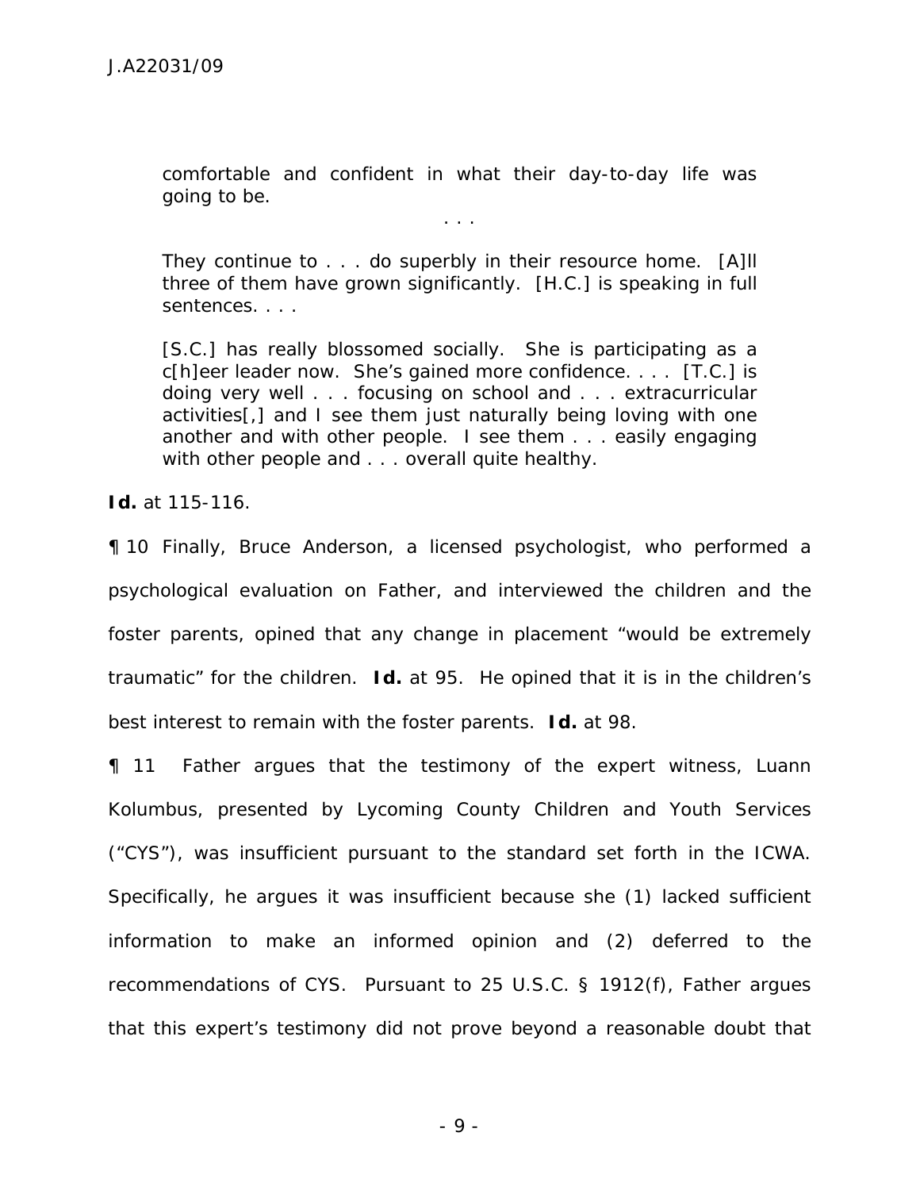> comfortable and confident in what their day-to-day life was going to be.
>
> . . .
>
> They continue to . . . do superbly in their resource home. [A]ll three of them have grown significantly. [H.C.] is speaking in full sentences. . . .
>
> [S.C.] has really blossomed socially. She is participating as a c[h]eer leader now. She's gained more confidence. . . . [T.C.] is doing very well . . . focusing on school and . . . extracurricular activities[,] and I see them just naturally being loving with one another and with other people. I see them . . . easily engaging with other people and . . . overall quite healthy.

**Id.** at 115-116.

¶ 10 Finally, Bruce Anderson, a licensed psychologist, who performed a psychological evaluation on Father, and interviewed the children and the foster parents, opined that any change in placement "would be extremely traumatic" for the children. **Id.** at 95. He opined that it is in the children's best interest to remain with the foster parents. **Id.** at 98.

¶ 11 Father argues that the testimony of the expert witness, Luann Kolumbus, presented by Lycoming County Children and Youth Services ("CYS"), was insufficient pursuant to the standard set forth in the ICWA. Specifically, he argues it was insufficient because she (1) lacked sufficient information to make an informed opinion and (2) deferred to the recommendations of CYS. Pursuant to 25 U.S.C. § 1912(f), Father argues that this expert's testimony did not prove beyond a reasonable doubt that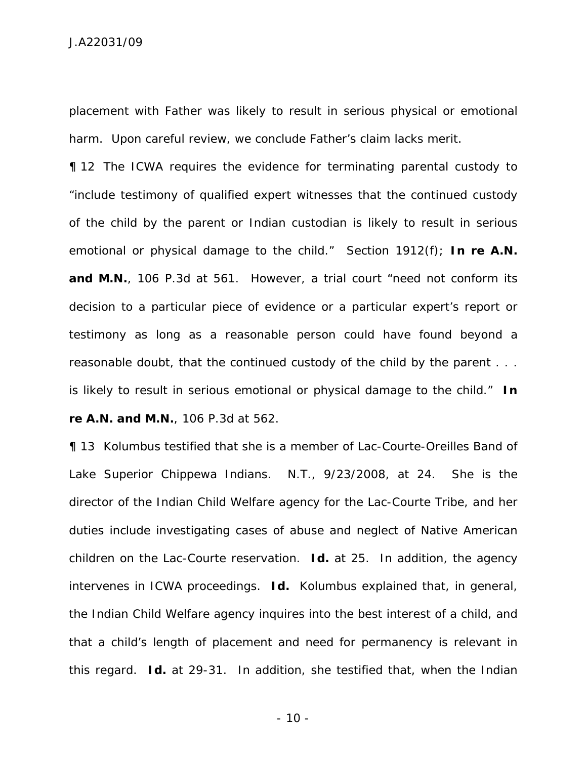placement with Father was likely to result in serious physical or emotional harm. Upon careful review, we conclude Father's claim lacks merit.

¶ 12 The ICWA requires the evidence for terminating parental custody to "include testimony of qualified expert witnesses that the continued custody of the child by the parent or Indian custodian is likely to result in serious emotional or physical damage to the child." Section 1912(f); **In re A.N. and M.N.**, 106 P.3d at 561. However, a trial court "need not conform its decision to a particular piece of evidence or a particular expert's report or testimony as long as a reasonable person could have found beyond a reasonable doubt, that the continued custody of the child by the parent . . . is likely to result in serious emotional or physical damage to the child." **In re A.N. and M.N.**, 106 P.3d at 562.

¶ 13 Kolumbus testified that she is a member of Lac-Courte-Oreilles Band of Lake Superior Chippewa Indians. N.T., 9/23/2008, at 24. She is the director of the Indian Child Welfare agency for the Lac-Courte Tribe, and her duties include investigating cases of abuse and neglect of Native American children on the Lac-Courte reservation. **Id.** at 25. In addition, the agency intervenes in ICWA proceedings. **Id.** Kolumbus explained that, in general, the Indian Child Welfare agency inquires into the best interest of a child, and that a child's length of placement and need for permanency is relevant in this regard. **Id.** at 29-31. In addition, she testified that, when the Indian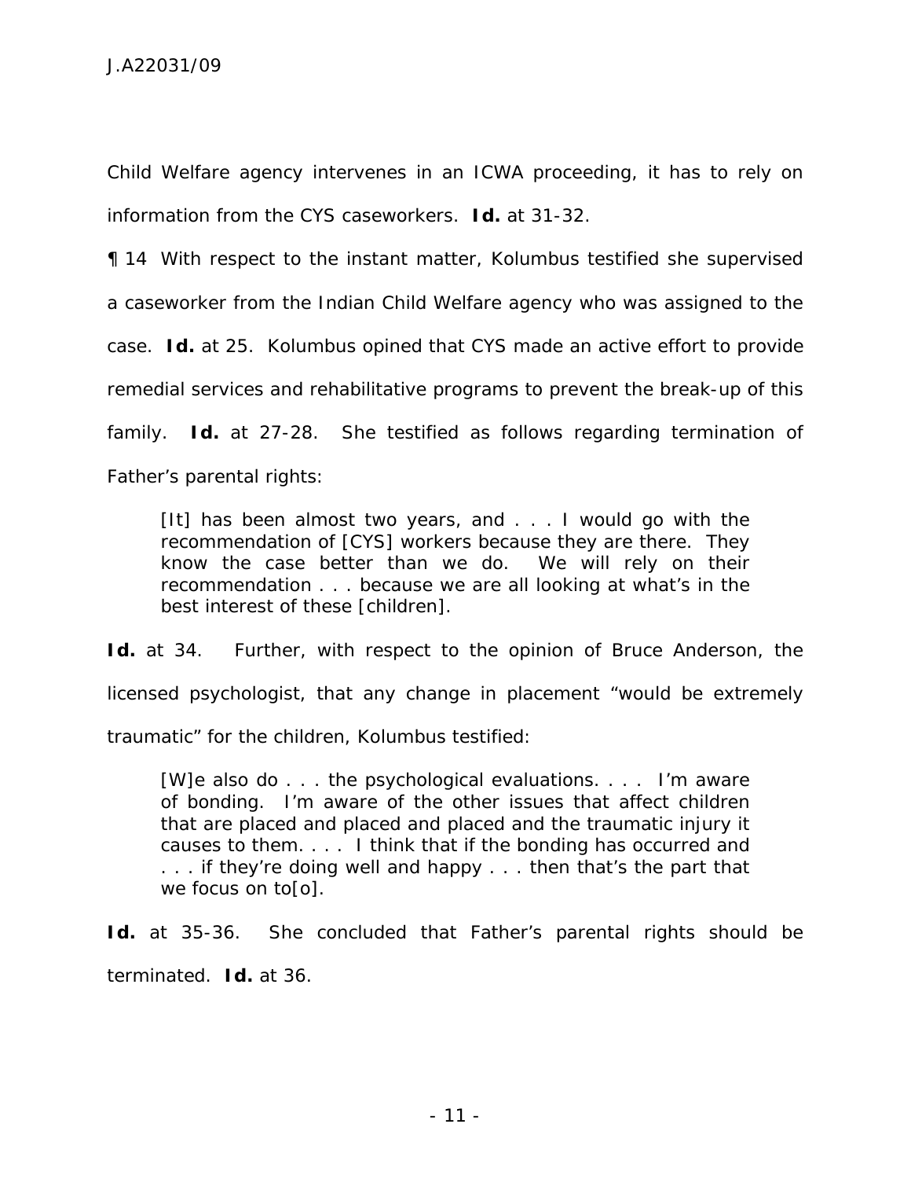Child Welfare agency intervenes in an ICWA proceeding, it has to rely on information from the CYS caseworkers. **Id.** at 31-32.

¶ 14 With respect to the instant matter, Kolumbus testified she supervised a caseworker from the Indian Child Welfare agency who was assigned to the case. **Id.** at 25. Kolumbus opined that CYS made an active effort to provide remedial services and rehabilitative programs to prevent the break-up of this family. **Id.** at 27-28. She testified as follows regarding termination of Father's parental rights:

> [It] has been almost two years, and . . . I would go with the recommendation of [CYS] workers because they are there. They know the case better than we do. We will rely on their recommendation . . . because we are all looking at what's in the best interest of these [children].

**Id.** at 34. Further, with respect to the opinion of Bruce Anderson, the licensed psychologist, that any change in placement "would be extremely traumatic" for the children, Kolumbus testified:

> [W]e also do . . . the psychological evaluations. . . . I'm aware of bonding. I'm aware of the other issues that affect children that are placed and placed and placed and the traumatic injury it causes to them. . . . I think that if the bonding has occurred and . . . if they're doing well and happy . . . then that's the part that we focus on to[o].

**Id.** at 35-36. She concluded that Father's parental rights should be terminated. **Id.** at 36.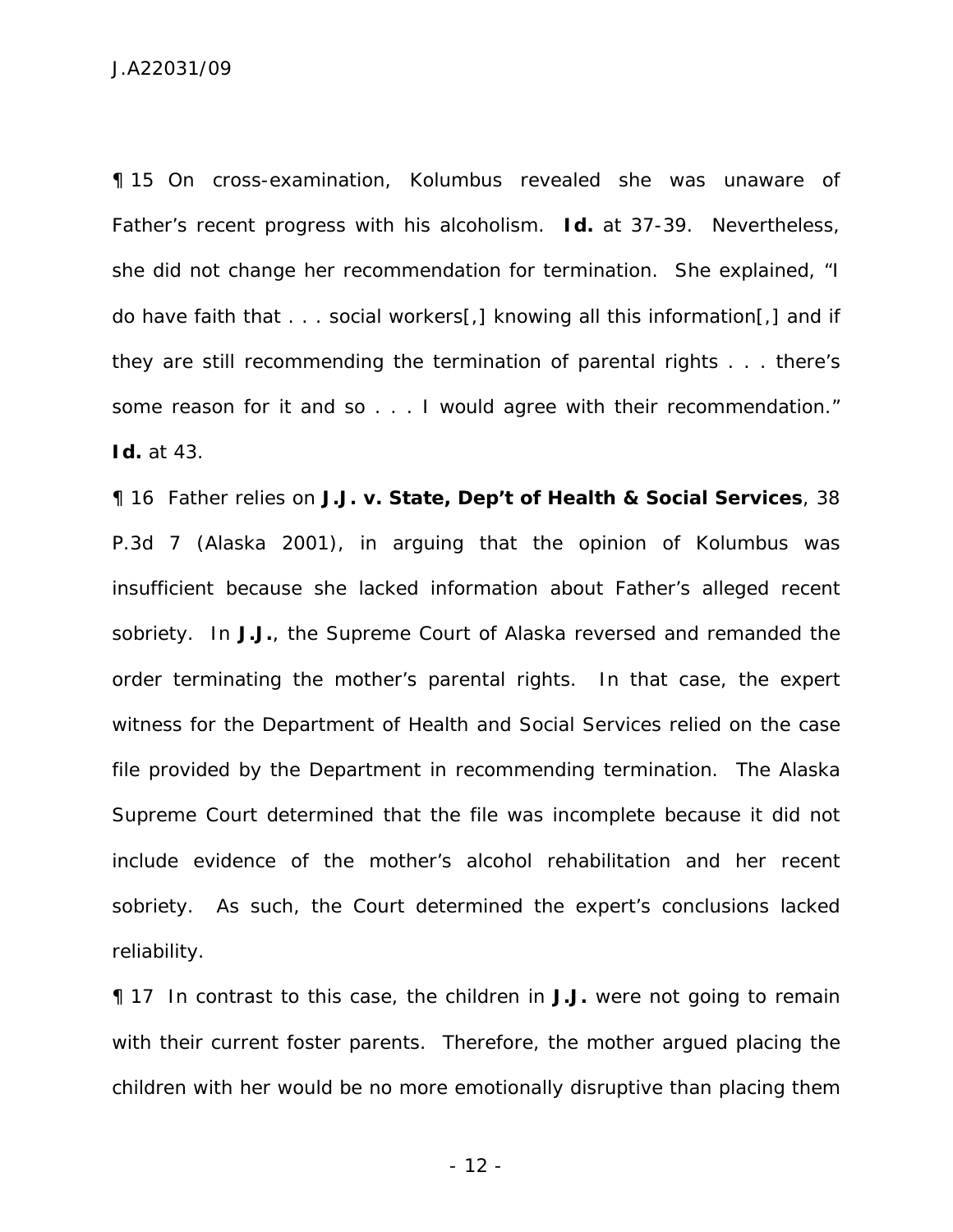¶ 15 On cross-examination, Kolumbus revealed she was unaware of Father's recent progress with his alcoholism. **Id.** at 37-39. Nevertheless, she did not change her recommendation for termination. She explained, "I do have faith that . . . social workers[,] knowing all this information[,] and if they are still recommending the termination of parental rights . . . there's some reason for it and so . . . I would agree with their recommendation." **Id.** at 43.

¶ 16 Father relies on **J.J. v. State, Dep't of Health & Social Services**, 38 P.3d 7 (Alaska 2001), in arguing that the opinion of Kolumbus was insufficient because she lacked information about Father's alleged recent sobriety. In **J.J.**, the Supreme Court of Alaska reversed and remanded the order terminating the mother's parental rights. In that case, the expert witness for the Department of Health and Social Services relied on the case file provided by the Department in recommending termination. The Alaska Supreme Court determined that the file was incomplete because it did not include evidence of the mother's alcohol rehabilitation and her recent sobriety. As such, the Court determined the expert's conclusions lacked reliability.

¶ 17 In contrast to this case, the children in **J.J.** were not going to remain with their current foster parents. Therefore, the mother argued placing the children with her would be no more emotionally disruptive than placing them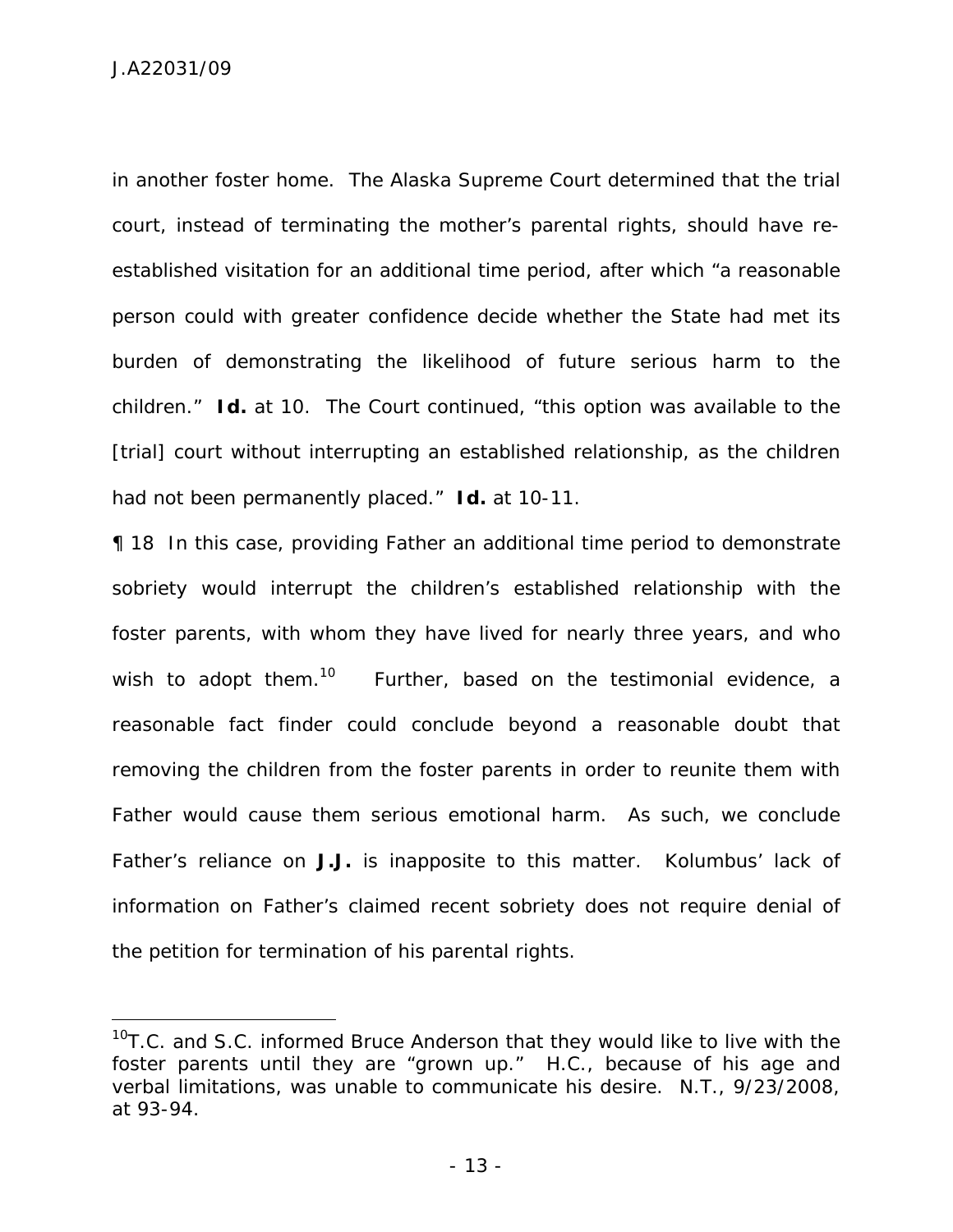in another foster home. The Alaska Supreme Court determined that the trial court, instead of terminating the mother's parental rights, should have re-established visitation for an additional time period, after which "a reasonable person could with greater confidence decide whether the State had met its burden of demonstrating the likelihood of future serious harm to the children." **Id.** at 10. The Court continued, "this option was available to the [trial] court without interrupting an established relationship, as the children had not been permanently placed." **Id.** at 10-11.

¶ 18 In this case, providing Father an additional time period to demonstrate sobriety would interrupt the children's established relationship with the foster parents, with whom they have lived for nearly three years, and who wish to adopt them.[10] Further, based on the testimonial evidence, a reasonable fact finder could conclude beyond a reasonable doubt that removing the children from the foster parents in order to reunite them with Father would cause them serious emotional harm. As such, we conclude Father's reliance on **J.J.** is inapposite to this matter. Kolumbus' lack of information on Father's claimed recent sobriety does not require denial of the petition for termination of his parental rights.

---

[10] T.C. and S.C. informed Bruce Anderson that they would like to live with the foster parents until they are "grown up." H.C., because of his age and verbal limitations, was unable to communicate his desire. N.T., 9/23/2008, at 93-94.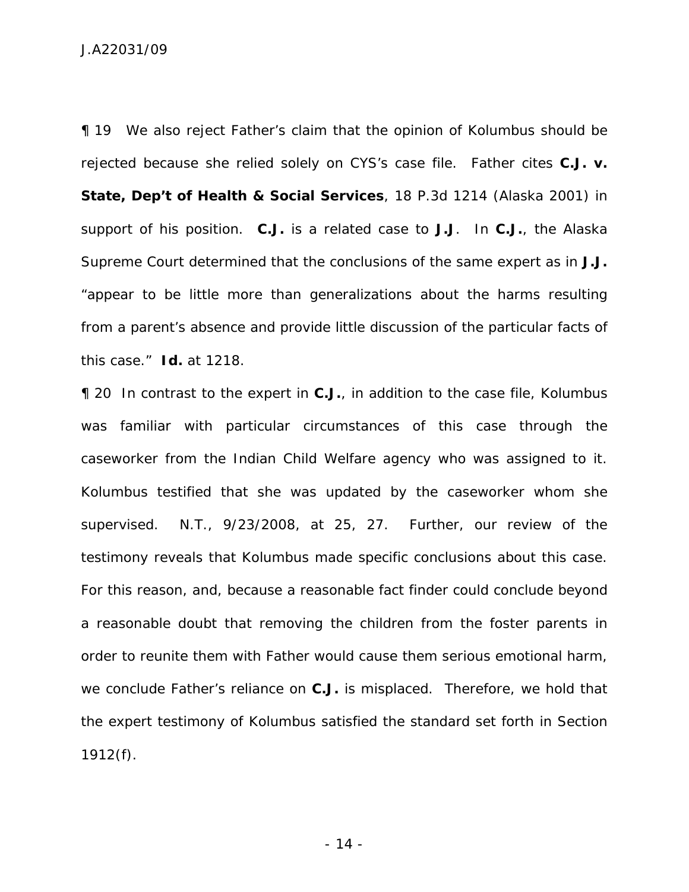¶ 19 We also reject Father's claim that the opinion of Kolumbus should be rejected because she relied solely on CYS's case file. Father cites **C.J. v. State, Dep't of Health & Social Services**, 18 P.3d 1214 (Alaska 2001) in support of his position. **C.J.** is a related case to **J.J**. In **C.J.**, the Alaska Supreme Court determined that the conclusions of the same expert as in **J.J.** "appear to be little more than generalizations about the harms resulting from a parent's absence and provide little discussion of the particular facts of this case." **Id.** at 1218.

¶ 20 In contrast to the expert in **C.J.**, in addition to the case file, Kolumbus was familiar with particular circumstances of this case through the caseworker from the Indian Child Welfare agency who was assigned to it. Kolumbus testified that she was updated by the caseworker whom she supervised. N.T., 9/23/2008, at 25, 27. Further, our review of the testimony reveals that Kolumbus made specific conclusions about this case. For this reason, and, because a reasonable fact finder could conclude beyond a reasonable doubt that removing the children from the foster parents in order to reunite them with Father would cause them serious emotional harm, we conclude Father's reliance on **C.J.** is misplaced. Therefore, we hold that the expert testimony of Kolumbus satisfied the standard set forth in Section 1912(f).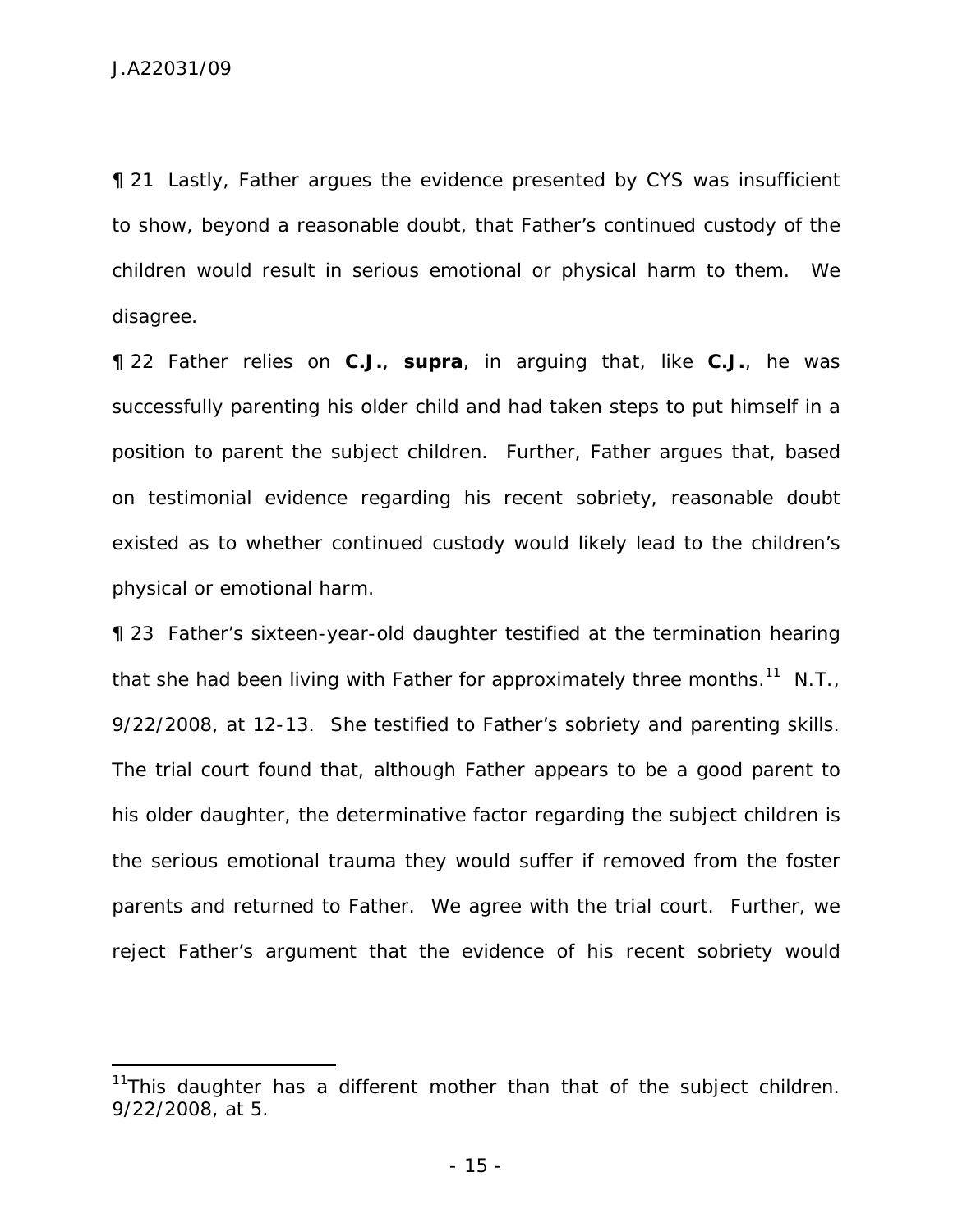¶ 21 Lastly, Father argues the evidence presented by CYS was insufficient to show, beyond a reasonable doubt, that Father's continued custody of the children would result in serious emotional or physical harm to them. We disagree.

¶ 22 Father relies on ***C.J.***, ***supra***, in arguing that, like ***C.J.***, he was successfully parenting his older child and had taken steps to put himself in a position to parent the subject children. Further, Father argues that, based on testimonial evidence regarding his recent sobriety, reasonable doubt existed as to whether continued custody would likely lead to the children's physical or emotional harm.

¶ 23 Father's sixteen-year-old daughter testified at the termination hearing that she had been living with Father for approximately three months.[11] N.T., 9/22/2008, at 12-13. She testified to Father's sobriety and parenting skills. The trial court found that, although Father appears to be a good parent to his older daughter, the determinative factor regarding the subject children is the serious emotional trauma they would suffer if removed from the foster parents and returned to Father. We agree with the trial court. Further, we reject Father's argument that the evidence of his recent sobriety would

---

[11]This daughter has a different mother than that of the subject children. 9/22/2008, at 5.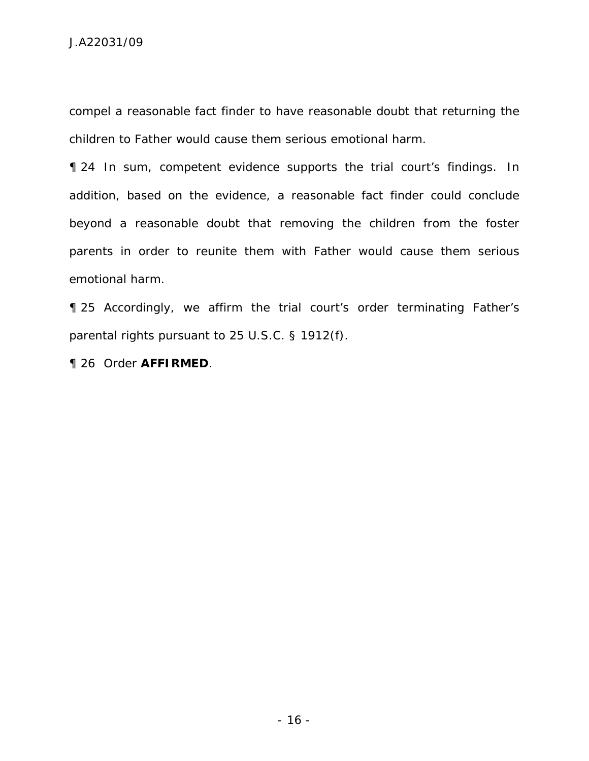compel a reasonable fact finder to have reasonable doubt that returning the children to Father would cause them serious emotional harm.

¶ 24 In sum, competent evidence supports the trial court's findings. In addition, based on the evidence, a reasonable fact finder could conclude beyond a reasonable doubt that removing the children from the foster parents in order to reunite them with Father would cause them serious emotional harm.

¶ 25 Accordingly, we affirm the trial court's order terminating Father's parental rights pursuant to 25 U.S.C. § 1912(f).

¶ 26 Order **AFFIRMED**.